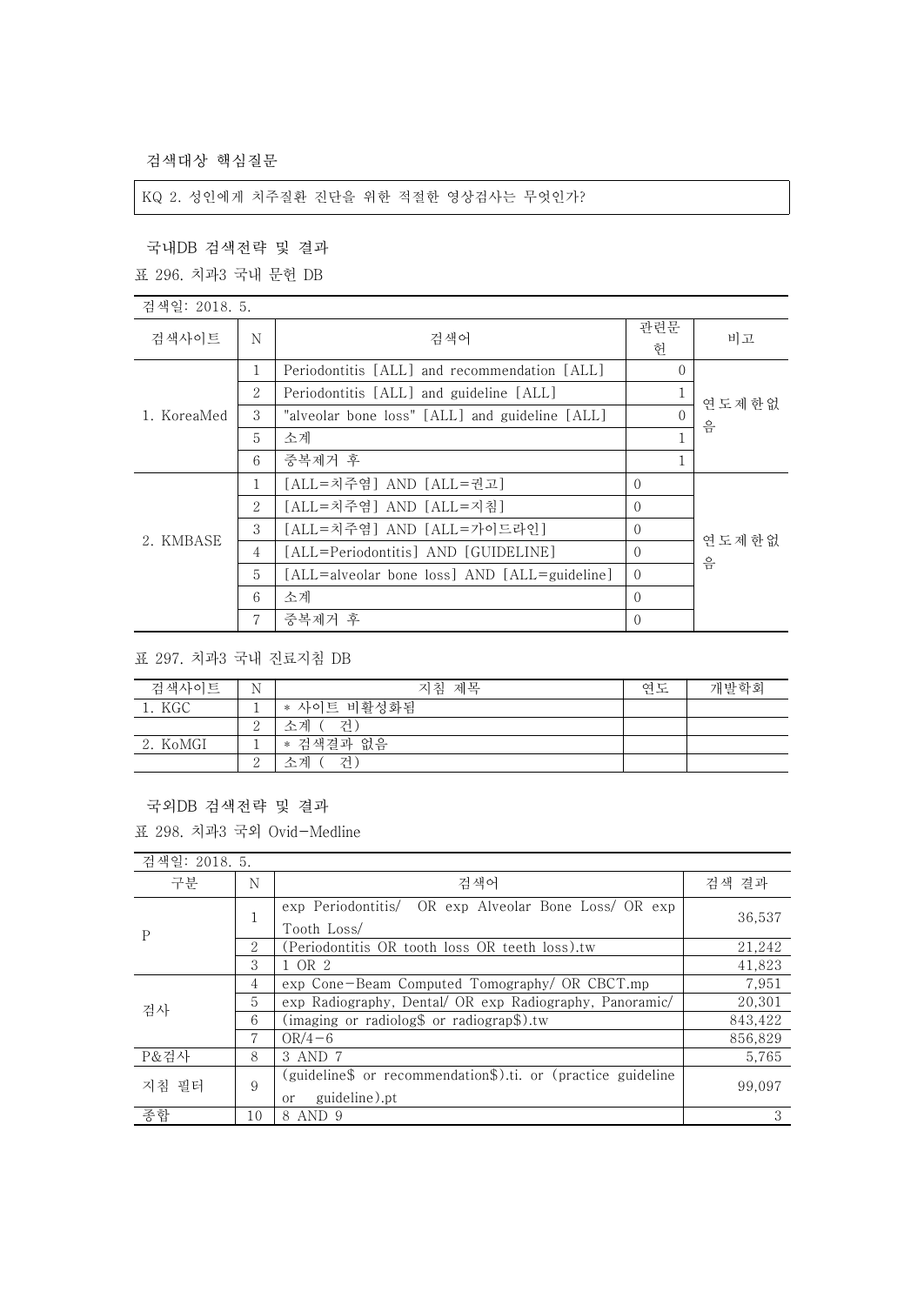### 검색대상 핵심질문

KQ 2. 성인에게 치주질환 진단을 위한 적절한 영상검사는 무엇인가?

### 국내DB 검색전략 및 결과

표 296. 치과3 국내 문헌 DB

검색일: 2018. 5.

| 검색사이트 | N | 검색어 | 관련문헌 | 비고 |
|---|---|---|---|---|
| 1. KoreaMed | 1 | Periodontitis [ALL] and recommendation [ALL] | 0 | 연도제한없음 |
| | 2 | Periodontitis [ALL] and guideline [ALL] | 1 | |
| | 3 | "alveolar bone loss" [ALL] and guideline [ALL] | 0 | |
| | 5 | 소계 | 1 | |
| | 6 | 중복제거 후 | 1 | |
| 2. KMBASE | 1 | [ALL=치주염] AND [ALL=권고] | 0 | 연도제한없음 |
| | 2 | [ALL=치주염] AND [ALL=지침] | 0 | |
| | 3 | [ALL=치주염] AND [ALL=가이드라인] | 0 | |
| | 4 | [ALL=Periodontitis] AND [GUIDELINE] | 0 | |
| | 5 | [ALL=alveolar bone loss] AND [ALL=guideline] | 0 | |
| | 6 | 소계 | 0 | |
| | 7 | 중복제거 후 | 0 | |

표 297. 치과3 국내 진료지침 DB

| 검색사이트 | N | 지침 제목 | 연도 | 개발학회 |
|---|---|---|---|---|
| 1. KGC | 1 | * 사이트 비활성화됨 | | |
| | 2 | 소계 ( 건) | | |
| 2. KoMGI | 1 | * 검색결과 없음 | | |
| | 2 | 소계 ( 건) | | |

### 국외DB 검색전략 및 결과

표 298. 치과3 국외 Ovid-Medline

검색일: 2018. 5.

| 구분 | N | 검색어 | 검색 결과 |
|---|---|---|---|
| P | 1 | exp Periodontitis/ OR exp Alveolar Bone Loss/ OR exp Tooth Loss/ | 36,537 |
| | 2 | (Periodontitis OR tooth loss OR teeth loss).tw | 21,242 |
| | 3 | 1 OR 2 | 41,823 |
| 검사 | 4 | exp Cone-Beam Computed Tomography/ OR CBCT.mp | 7,951 |
| | 5 | exp Radiography, Dental/ OR exp Radiography, Panoramic/ | 20,301 |
| | 6 | (imaging or radiolog$ or radiograp$).tw | 843,422 |
| | 7 | OR/4-6 | 856,829 |
| P&검사 | 8 | 3 AND 7 | 5,765 |
| 지침 필터 | 9 | (guideline$ or recommendation$).ti. or (practice guideline or guideline).pt | 99,097 |
| 종합 | 10 | 8 AND 9 | 3 |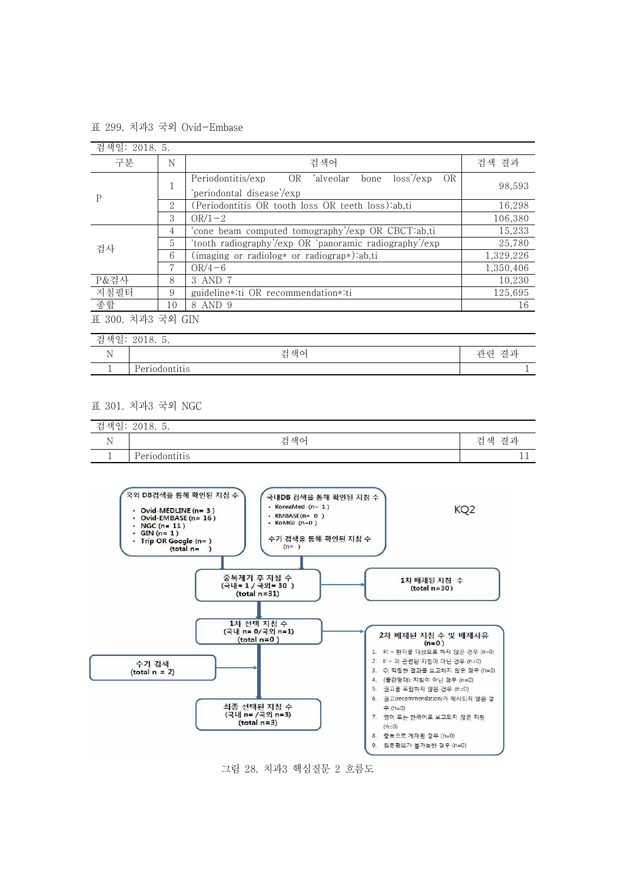표 299. 치과3 국외 Ovid-Embase

| 검색일: 2018. 5. | | | |
|---|---|---|---|
| 구분 | N | 검색어 | 검색 결과 |
| P | 1 | Periodontitis/exp OR 'alveolar bone loss'/exp OR 'periodontal disease'/exp | 98,593 |
| | 2 | (Periodontitis OR tooth loss OR teeth loss):ab,ti | 16,298 |
| | 3 | OR/1-2 | 106,380 |
| 검사 | 4 | 'cone beam computed tomography'/exp OR CBCT:ab,ti | 15,233 |
| | 5 | 'tooth radiography'/exp OR 'panoramic radiography'/exp | 25,780 |
| | 6 | (imaging or radiolog* or radiograp*):ab,ti | 1,329,226 |
| | 7 | OR/4-6 | 1,350,406 |
| P&검사 | 8 | 3 AND 7 | 10,230 |
| 지침필터 | 9 | guideline*:ti OR recommendation*:ti | 125,695 |
| 종합 | 10 | 8 AND 9 | 16 |

표 300. 치과3 국외 GIN

| 검색일: 2018. 5. | | |
|---|---|---|
| N | 검색어 | 관련 결과 |
| 1 | Periodontitis | 1 |

표 301. 치과3 국외 NGC

| 검색일: 2018. 5. | | |
|---|---|---|
| N | 검색어 | 검색 결과 |
| 1 | Periodontitis | 11 |

KQ2

국외 DB검색을 통해 확인된 지침 수
- Ovid-MEDLINE (n= 3 )
- Ovid-EMBASE (n= 16 )
- NGC (n= 11 )
- GIN (n= 1 )
- Trip OR Google (n= )
(total n= )

국내DB 검색을 통해 확인된 지침 수
- KoreaMed (n= 1 )
- KMBASE(n= 0 )
- KoMGI (n=0 )

수기 검색을 통해 확인된 지침 수
(n= )

중복제거 후 지침 수
(국내= 1 / 국외= 30 )
(total n=31)

1차 배제된 지침 수
(total n=30)

1차 선택 지침 수
(국내 n= 0/국외 n=1)
(total n=0 )

2차 배제된 지침 수 및 배제사유
(n=0 )
1. P: ~ 환자를 대상으로 하지 않은 경우 (n=0)
2. I: ~ 과 관련된 지침이 아닌 경우 (n=0)
3. O: 적절한 결과를 보고하지 않은 경우 (n=0)
4. (출판형태): 지침이 아닌 경우 (n=0)
5. 권고를 포함하지 않은 경우 (n=0)
6. 권고(recommendation)가 제시되지 않은 경우 (n=0)
7. 영어 또는 한국어로 보고되지 않은 지침 (n=0)
8. 중복으로 게재된 경우 (n=0)
9. 원문확보가 불가능한 경우 (n=0)

수기 검색
(total n = 2)

최종 선택된 지침 수
(국내 n= /국외 n=3)
(total n=3)

그림 28. 치과3 핵심질문 2 흐름도